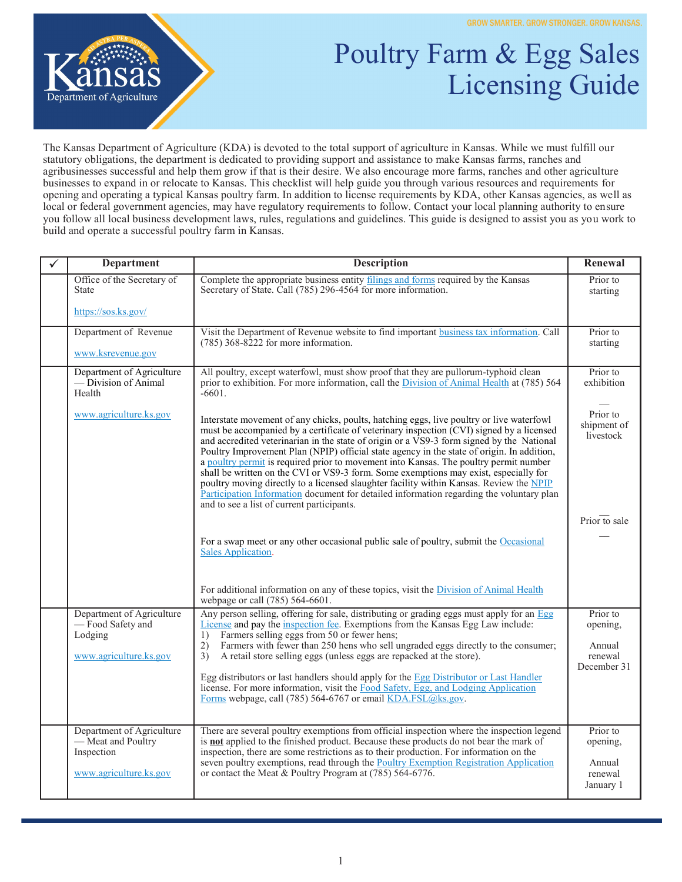GROW SMARTER. GROW STRONGER. GROW KANSAS.

Kansas Department of Agriculture

# Poultry Farm & Egg Sales Licensing Guide

The Kansas Department of Agriculture (KDA) is devoted to the total support of agriculture in Kansas. While we must fulfill our statutory obligations, the department is dedicated to providing support and assistance to make Kansas farms, ranches and agribusinesses successful and help them grow if that is their desire. We also encourage more farms, ranches and other agriculture businesses to expand in or relocate to Kansas. This checklist will help guide you through various resources and requirements for opening and operating a typical Kansas poultry farm. In addition to license requirements by KDA, other Kansas agencies, as well as local or federal government agencies, may have regulatory requirements to follow. Contact your local planning authority to ensure you follow all local business development laws, rules, regulations and guidelines. This guide is designed to assist you as you work to build and operate a successful poultry farm in Kansas.

| ✓ | Department | Description | Renewal |
|---|---|---|---|
| | Office of the Secretary of State<br><br>https://sos.ks.gov/ | Complete the appropriate business entity filings and forms required by the Kansas Secretary of State. Call (785) 296-4564 for more information. | Prior to starting |
| | Department of Revenue<br><br>www.ksrevenue.gov | Visit the Department of Revenue website to find important business tax information. Call (785) 368-8222 for more information. | Prior to starting |
| | Department of Agriculture — Division of Animal Health<br><br>www.agriculture.ks.gov | All poultry, except waterfowl, must show proof that they are pullorum-typhoid clean prior to exhibition. For more information, call the Division of Animal Health at (785) 564-6601.<br><br>Interstate movement of any chicks, poults, hatching eggs, live poultry or live waterfowl must be accompanied by a certificate of veterinary inspection (CVI) signed by a licensed and accredited veterinarian in the state of origin or a VS9-3 form signed by the National Poultry Improvement Plan (NPIP) official state agency in the state of origin. In addition, a poultry permit is required prior to movement into Kansas. The poultry permit number shall be written on the CVI or VS9-3 form. Some exemptions may exist, especially for poultry moving directly to a licensed slaughter facility within Kansas. Review the NPIP Participation Information document for detailed information regarding the voluntary plan and to see a list of current participants.<br><br>For a swap meet or any other occasional public sale of poultry, submit the Occasional Sales Application.<br><br>For additional information on any of these topics, visit the Division of Animal Health webpage or call (785) 564-6601. | Prior to exhibition<br>—<br>Prior to shipment of livestock<br>—<br>Prior to sale<br>— |
| | Department of Agriculture — Food Safety and Lodging<br><br>www.agriculture.ks.gov | Any person selling, offering for sale, distributing or grading eggs must apply for an Egg License and pay the inspection fee. Exemptions from the Kansas Egg Law include:<br>1) Farmers selling eggs from 50 or fewer hens;<br>2) Farmers with fewer than 250 hens who sell ungraded eggs directly to the consumer;<br>3) A retail store selling eggs (unless eggs are repacked at the store).<br><br>Egg distributors or last handlers should apply for the Egg Distributor or Last Handler license. For more information, visit the Food Safety, Egg, and Lodging Application Forms webpage, call (785) 564-6767 or email KDA.FSL@ks.gov. | Prior to opening,<br><br>Annual renewal December 31 |
| | Department of Agriculture — Meat and Poultry Inspection<br><br>www.agriculture.ks.gov | There are several poultry exemptions from official inspection where the inspection legend is **not** applied to the finished product. Because these products do not bear the mark of inspection, there are some restrictions as to their production. For information on the seven poultry exemptions, read through the Poultry Exemption Registration Application or contact the Meat & Poultry Program at (785) 564-6776. | Prior to opening,<br><br>Annual renewal January 1 |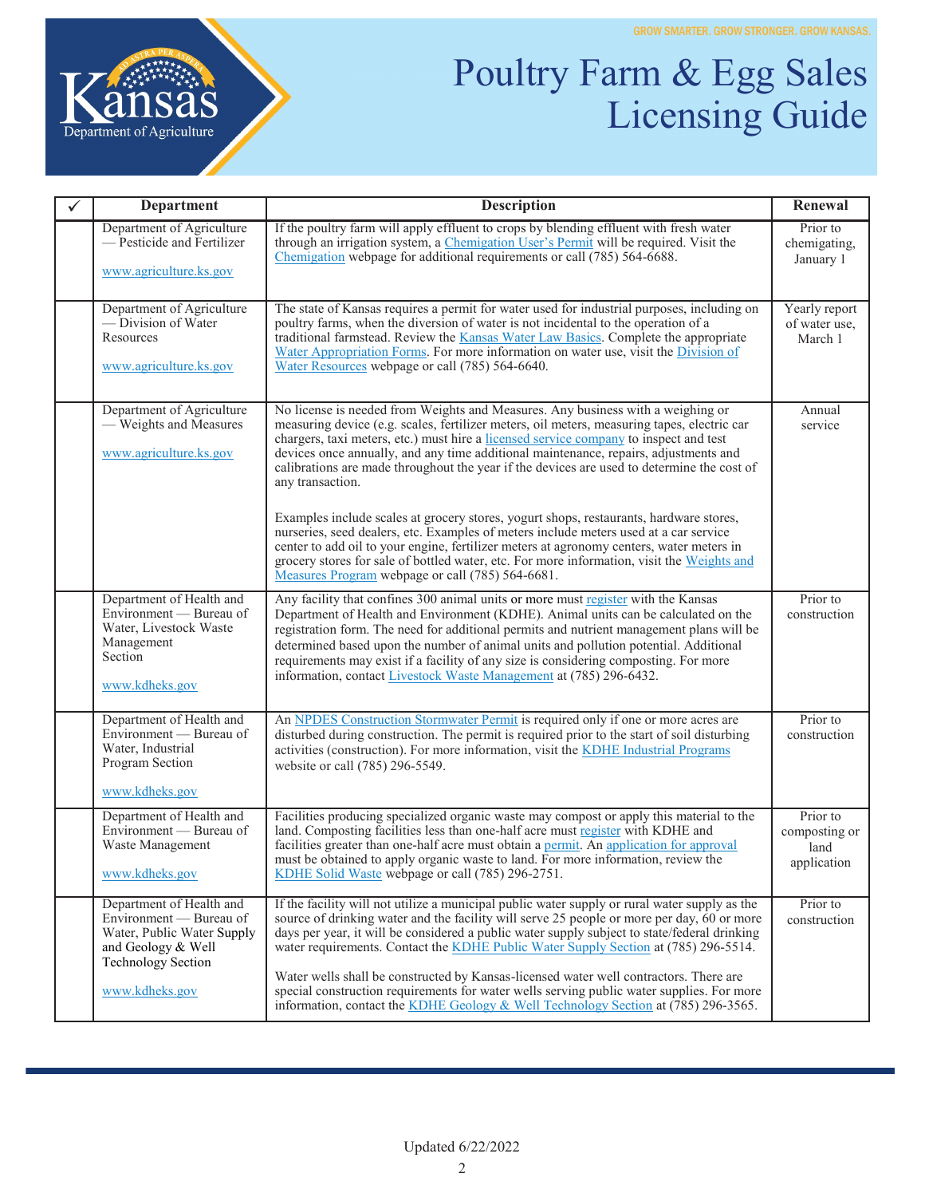GROW SMARTER. GROW STRONGER. GROW KANSAS.

# Poultry Farm & Egg Sales Licensing Guide

| ✓ | Department | Description | Renewal |
|---|---|---|---|
| | Department of Agriculture — Pesticide and Fertilizer<br><br>www.agriculture.ks.gov | If the poultry farm will apply effluent to crops by blending effluent with fresh water through an irrigation system, a Chemigation User's Permit will be required. Visit the Chemigation webpage for additional requirements or call (785) 564-6688. | Prior to chemigating, January 1 |
| | Department of Agriculture — Division of Water Resources<br><br>www.agriculture.ks.gov | The state of Kansas requires a permit for water used for industrial purposes, including on poultry farms, when the diversion of water is not incidental to the operation of a traditional farmstead. Review the Kansas Water Law Basics. Complete the appropriate Water Appropriation Forms. For more information on water use, visit the Division of Water Resources webpage or call (785) 564-6640. | Yearly report of water use, March 1 |
| | Department of Agriculture — Weights and Measures<br><br>www.agriculture.ks.gov | No license is needed from Weights and Measures. Any business with a weighing or measuring device (e.g. scales, fertilizer meters, oil meters, measuring tapes, electric car chargers, taxi meters, etc.) must hire a licensed service company to inspect and test devices once annually, and any time additional maintenance, repairs, adjustments and calibrations are made throughout the year if the devices are used to determine the cost of any transaction.<br><br>Examples include scales at grocery stores, yogurt shops, restaurants, hardware stores, nurseries, seed dealers, etc. Examples of meters include meters used at a car service center to add oil to your engine, fertilizer meters at agronomy centers, water meters in grocery stores for sale of bottled water, etc. For more information, visit the Weights and Measures Program webpage or call (785) 564-6681. | Annual service |
| | Department of Health and Environment — Bureau of Water, Livestock Waste Management Section<br><br>www.kdheks.gov | Any facility that confines 300 animal units or more must register with the Kansas Department of Health and Environment (KDHE). Animal units can be calculated on the registration form. The need for additional permits and nutrient management plans will be determined based upon the number of animal units and pollution potential. Additional requirements may exist if a facility of any size is considering composting. For more information, contact Livestock Waste Management at (785) 296-6432. | Prior to construction |
| | Department of Health and Environment — Bureau of Water, Industrial Program Section<br><br>www.kdheks.gov | An NPDES Construction Stormwater Permit is required only if one or more acres are disturbed during construction. The permit is required prior to the start of soil disturbing activities (construction). For more information, visit the KDHE Industrial Programs website or call (785) 296-5549. | Prior to construction |
| | Department of Health and Environment — Bureau of Waste Management<br><br>www.kdheks.gov | Facilities producing specialized organic waste may compost or apply this material to the land. Composting facilities less than one-half acre must register with KDHE and facilities greater than one-half acre must obtain a permit. An application for approval must be obtained to apply organic waste to land. For more information, review the KDHE Solid Waste webpage or call (785) 296-2751. | Prior to composting or land application |
| | Department of Health and Environment — Bureau of Water, Public Water Supply and Geology & Well Technology Section<br><br>www.kdheks.gov | If the facility will not utilize a municipal public water supply or rural water supply as the source of drinking water and the facility will serve 25 people or more per day, 60 or more days per year, it will be considered a public water supply subject to state/federal drinking water requirements. Contact the KDHE Public Water Supply Section at (785) 296-5514.<br><br>Water wells shall be constructed by Kansas-licensed water well contractors. There are special construction requirements for water wells serving public water supplies. For more information, contact the KDHE Geology & Well Technology Section at (785) 296-3565. | Prior to construction |

Updated 6/22/2022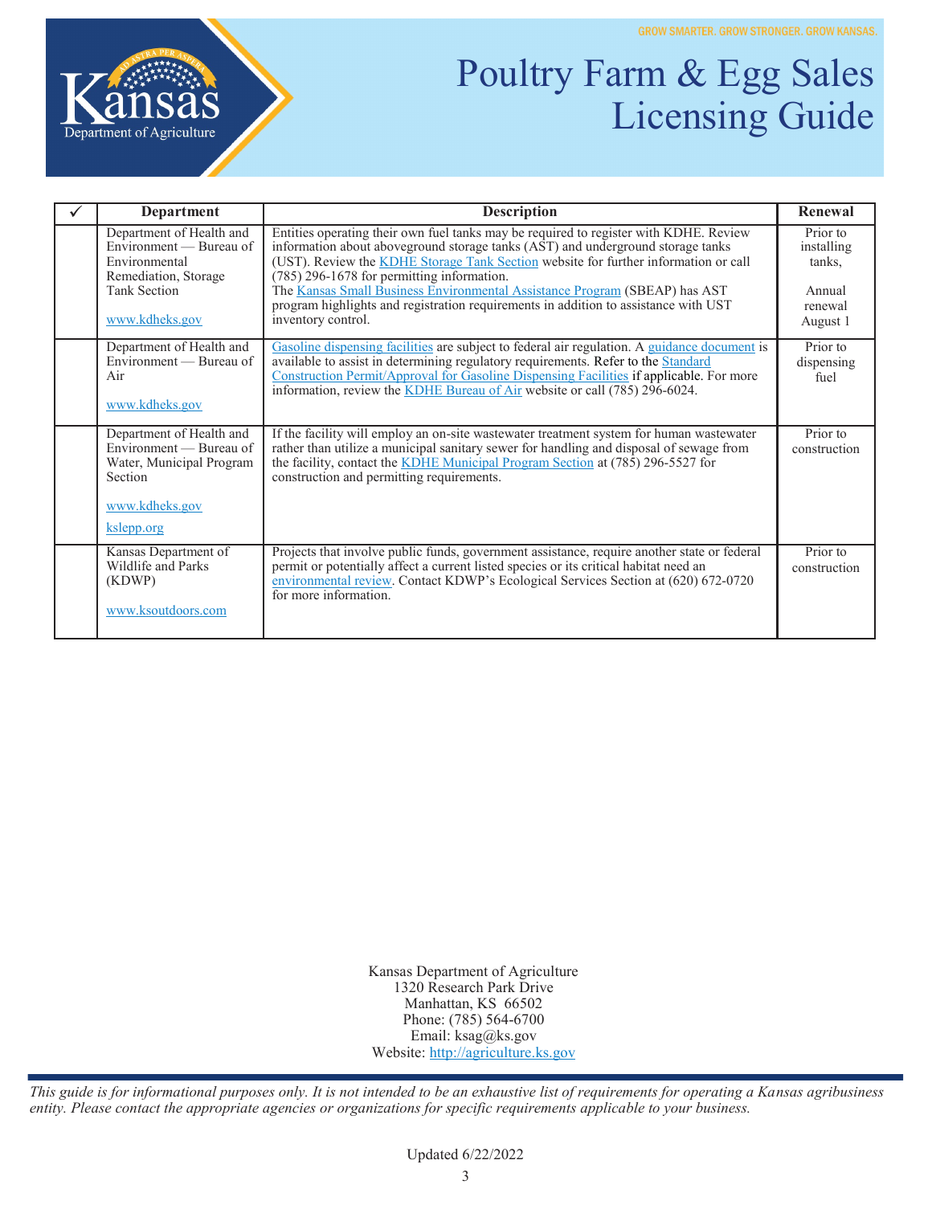# Poltry Farm & Egg Sales Licensing Guide

| ✓ | Department | Description | Renewal |
|---|---|---|---|
| | Department of Health and Environment — Bureau of Environmental Remediation, Storage Tank Section<br><br>www.kdheks.gov | Entities operating their own fuel tanks may be required to register with KDHE. Review information about aboveground storage tanks (AST) and underground storage tanks (UST). Review the KDHE Storage Tank Section website for further information or call (785) 296-1678 for permitting information.<br>The Kansas Small Business Environmental Assistance Program (SBEAP) has AST program highlights and registration requirements in addition to assistance with UST inventory control. | Prior to installing tanks,<br><br>Annual renewal August 1 |
| | Department of Health and Environment — Bureau of Air<br><br>www.kdheks.gov | Gasoline dispensing facilities are subject to federal air regulation. A guidance document is available to assist in determining regulatory requirements. Refer to the Standard Construction Permit/Approval for Gasoline Dispensing Facilities if applicable. For more information, review the KDHE Bureau of Air website or call (785) 296-6024. | Prior to dispensing fuel |
| | Department of Health and Environment — Bureau of Water, Municipal Program Section<br><br>www.kdheks.gov<br><br>kslepp.org | If the facility will employ an on-site wastewater treatment system for human wastewater rather than utilize a municipal sanitary sewer for handling and disposal of sewage from the facility, contact the KDHE Municipal Program Section at (785) 296-5527 for construction and permitting requirements. | Prior to construction |
| | Kansas Department of Wildlife and Parks (KDWP)<br><br>www.ksoutdoors.com | Projects that involve public funds, government assistance, require another state or federal permit or potentially affect a current listed species or its critical habitat need an environmental review. Contact KDWP's Ecological Services Section at (620) 672-0720 for more information. | Prior to construction |

Kansas Department of Agriculture
1320 Research Park Drive
Manhattan, KS 66502
Phone: (785) 564-6700
Email: ksag@ks.gov
Website: http://agriculture.ks.gov

*This guide is for informational purposes only. It is not intended to be an exhaustive list of requirements for operating a Kansas agribusiness entity. Please contact the appropriate agencies or organizations for specific requirements applicable to your business.*

Updated 6/22/2022